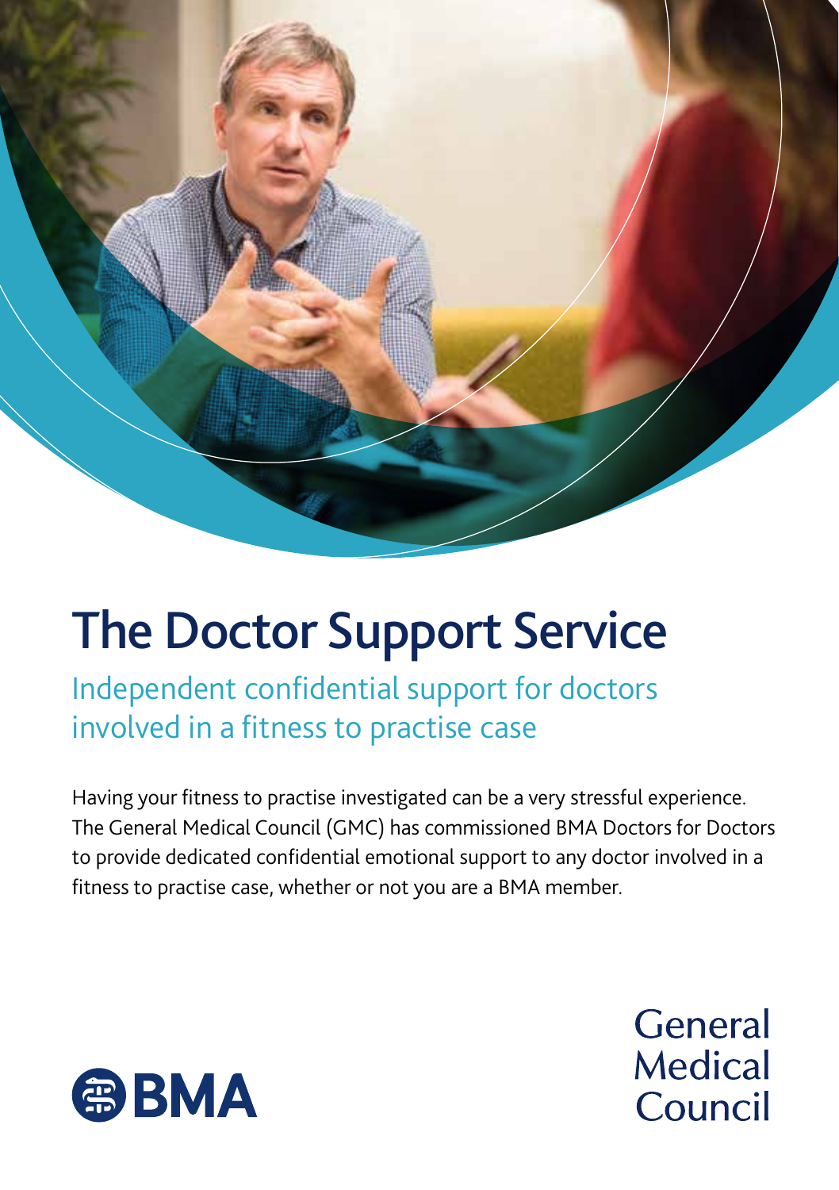# The Doctor Support Service

## Independent confidential support for doctors involved in a fitness to practise case

Having your fitness to practise investigated can be a very stressful experience. The General Medical Council (GMC) has commissioned BMA Doctors for Doctors to provide dedicated confidential emotional support to any doctor involved in a fitness to practise case, whether or not you are a BMA member.

BMA

General Medical Council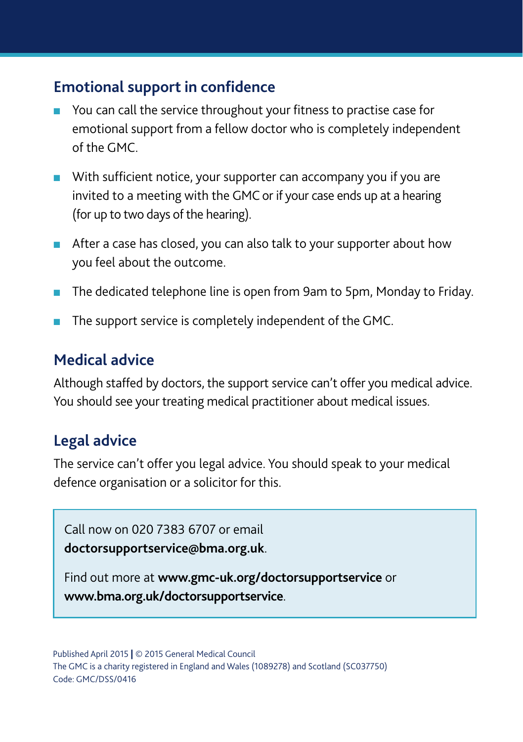## Emotional support in confidence

- You can call the service throughout your fitness to practise case for emotional support from a fellow doctor who is completely independent of the GMC.
- With sufficient notice, your supporter can accompany you if you are invited to a meeting with the GMC or if your case ends up at a hearing (for up to two days of the hearing).
- After a case has closed, you can also talk to your supporter about how you feel about the outcome.
- The dedicated telephone line is open from 9am to 5pm, Monday to Friday.
- The support service is completely independent of the GMC.

## Medical advice

Although staffed by doctors, the support service can't offer you medical advice. You should see your treating medical practitioner about medical issues.

## Legal advice

The service can't offer you legal advice. You should speak to your medical defence organisation or a solicitor for this.

> Call now on 020 7383 6707 or email **doctorsupportservice@bma.org.uk**.
>
> Find out more at **www.gmc-uk.org/doctorsupportservice** or **www.bma.org.uk/doctorsupportservice**.

Published April 2015 | © 2015 General Medical Council
The GMC is a charity registered in England and Wales (1089278) and Scotland (SC037750)
Code: GMC/DSS/0416